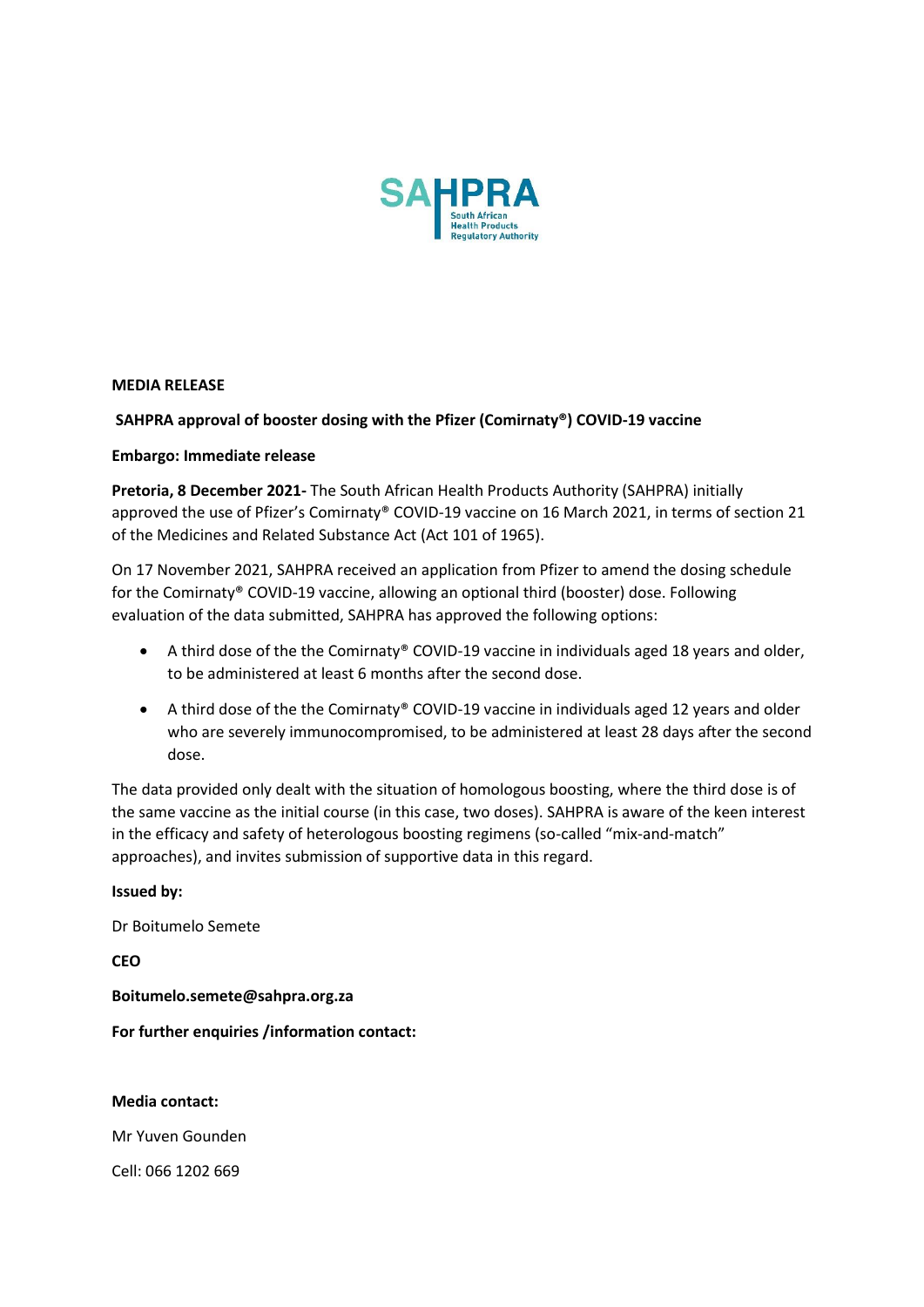**MEDIA RELEASE**

**SAHPRA approval of booster dosing with the Pfizer (Comirnaty®) COVID-19 vaccine**

**Embargo: Immediate release**

**Pretoria, 8 December 2021-** The South African Health Products Authority (SAHPRA) initially approved the use of Pfizer's Comirnaty® COVID-19 vaccine on 16 March 2021, in terms of section 21 of the Medicines and Related Substance Act (Act 101 of 1965).

On 17 November 2021, SAHPRA received an application from Pfizer to amend the dosing schedule for the Comirnaty® COVID-19 vaccine, allowing an optional third (booster) dose. Following evaluation of the data submitted, SAHPRA has approved the following options:

- A third dose of the the Comirnaty® COVID-19 vaccine in individuals aged 18 years and older, to be administered at least 6 months after the second dose.
- A third dose of the the Comirnaty® COVID-19 vaccine in individuals aged 12 years and older who are severely immunocompromised, to be administered at least 28 days after the second dose.

The data provided only dealt with the situation of homologous boosting, where the third dose is of the same vaccine as the initial course (in this case, two doses). SAHPRA is aware of the keen interest in the efficacy and safety of heterologous boosting regimens (so-called "mix-and-match" approaches), and invites submission of supportive data in this regard.

**Issued by:**

Dr Boitumelo Semete

**CEO**

**Boitumelo.semete@sahpra.org.za**

**For further enquiries /information contact:**

**Media contact:**

Mr Yuven Gounden

Cell: 066 1202 669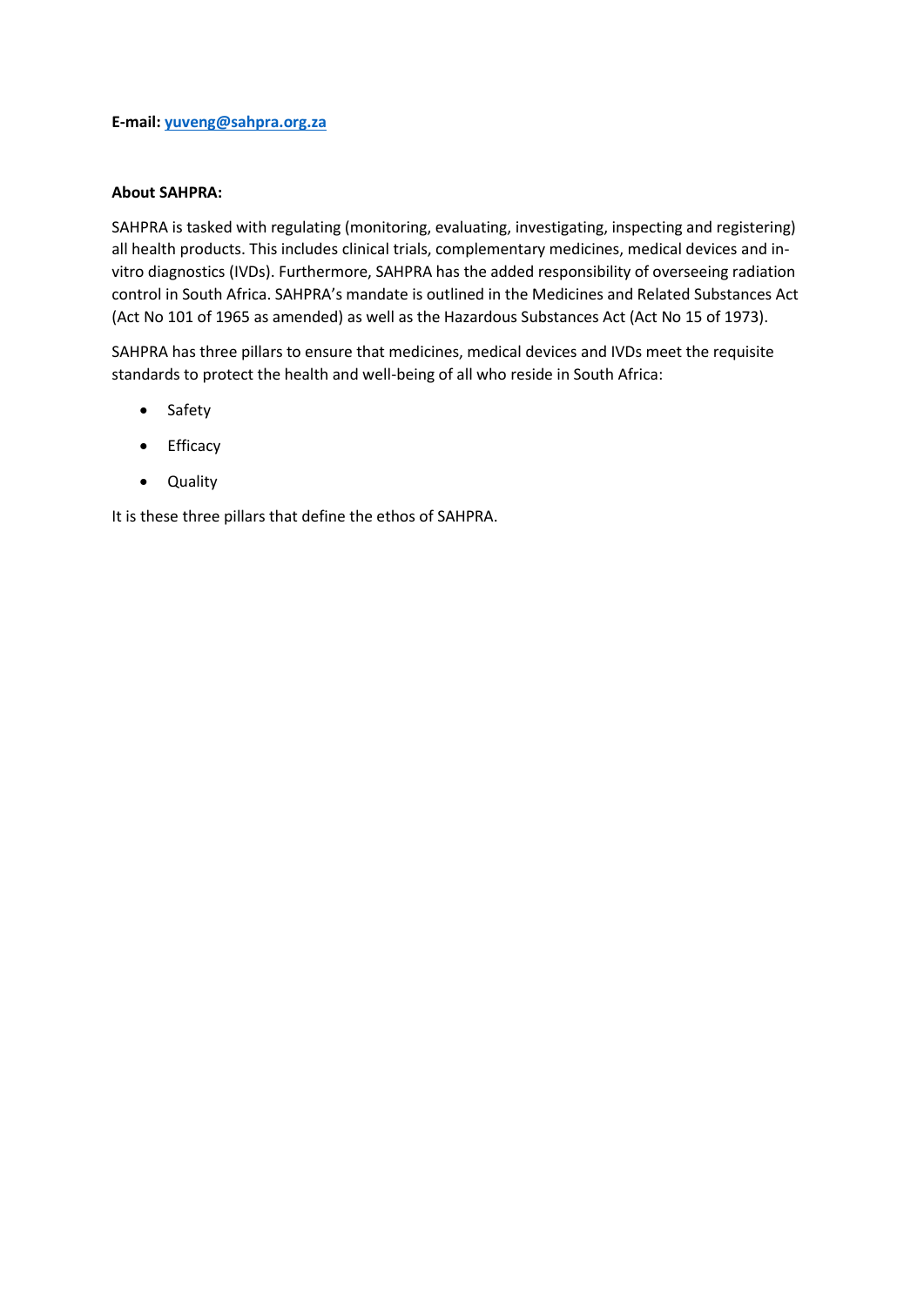**E-mail: yuveng@sahpra.org.za**

**About SAHPRA:**

SAHPRA is tasked with regulating (monitoring, evaluating, investigating, inspecting and registering) all health products. This includes clinical trials, complementary medicines, medical devices and in-vitro diagnostics (IVDs). Furthermore, SAHPRA has the added responsibility of overseeing radiation control in South Africa. SAHPRA's mandate is outlined in the Medicines and Related Substances Act (Act No 101 of 1965 as amended) as well as the Hazardous Substances Act (Act No 15 of 1973).

SAHPRA has three pillars to ensure that medicines, medical devices and IVDs meet the requisite standards to protect the health and well-being of all who reside in South Africa:

- Safety
- Efficacy
- Quality

It is these three pillars that define the ethos of SAHPRA.